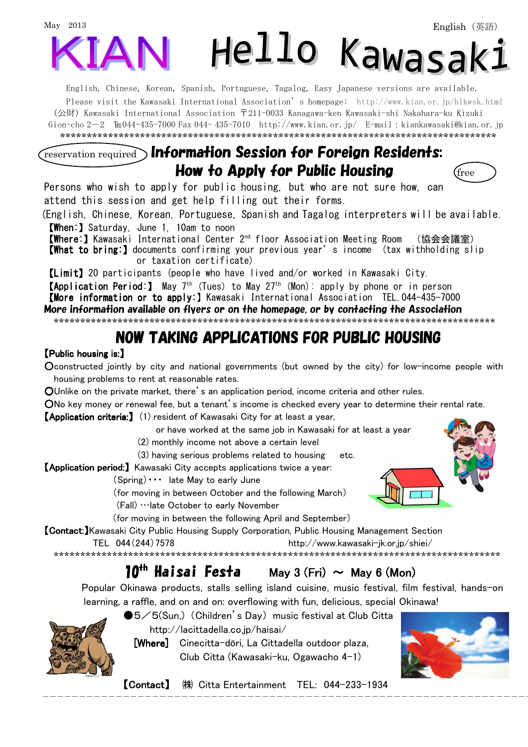May 2013

English（英語）

# KIAN Hello Kawasaki

English, Chinese, Korean, Spanish, Portuguese, Tagalog, Easy Japanese versions are available.
Please visit the Kawasaki International Association's homepage: http://www.kian.or.jp/hlkwsk.html
（公財）Kawasaki International Association 〒211-0033 Kanagawa-ken Kawasaki-shi Nakahara-ku Kizuki Gion-cho 2－2 ℡044-435-7000 Fax 044- 435-7010 http://www.kian.or.jp/ E-mail：kiankawasaki@kian.or.jp

*******************************************************************************

reservation required

## Information Session for Foreign Residents: How to Apply for Public Housing

free

Persons who wish to apply for public housing, but who are not sure how, can attend this session and get help filling out their forms.
(English, Chinese, Korean, Portuguese, Spanish and Tagalog interpreters will be available.

**【When:】** Saturday, June 1, 10am to noon
**【Where:】** Kawasaki International Center 2nd floor Association Meeting Room （協会会議室）
**【What to bring:】** documents confirming your previous year's income (tax withholding slip or taxation certificate)
**【Limit】** 20 participants (people who have lived and/or worked in Kawasaki City.
**【Application Period:】** May 7th (Tues) to May 27th (Mon): apply by phone or in person
**【More information or to apply:】** Kawasaki International Association TEL.044-435-7000

**More information available on flyers or on the homepage, or by contacting the Association**

*******************************************************************************

## NOW TAKING APPLICATIONS FOR PUBLIC HOUSING

**【Public housing is:】**

- Oconstructed jointly by city and national governments (but owned by the city) for low-income people with housing problems to rent at reasonable rates.
- OUnlike on the private market, there's an application period, income criteria and other rules.
- ONo key money or renewal fee, but a tenant's income is checked every year to determine their rental rate.

**【Application criteria:】** (1) resident of Kawasaki City for at least a year, or have worked at the same job in Kawasaki for at least a year
(2) monthly income not above a certain level
(3) having serious problems related to housing etc.

**【Application period:】** Kawasaki City accepts applications twice a year:
(Spring)・・・ late May to early June
(for moving in between October and the following March)
(Fall) ・・・late October to early November
(for moving in between the following April and September)

**【Contact:】** Kawasaki City Public Housing Supply Corporation, Public Housing Management Section
TEL 044(244)7578 http://www.kawasaki-jk.or.jp/shiei/

*******************************************************************************

## 10th Haisai Festa May 3 (Fri) ～ May 6 (Mon)

Popular Okinawa products, stalls selling island cuisine, music festival, film festival, hands-on learning, a raffle, and on and on: overflowing with fun, delicious, special Okinawa!

●5／5(Sun,) (Children's Day) music festival at Club Citta
http://lacittadella.co.jp/haisai/

**[Where]** Cinecitta-dōri, La Cittadella outdoor plaza, Club Citta (Kawasaki-ku, Ogawacho 4-1)

**【Contact】** ㈱ Citta Entertainment TEL: 044-233-1934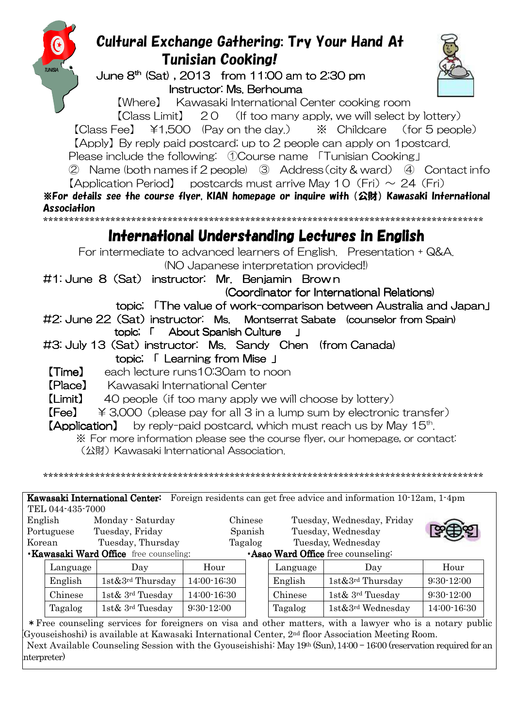## Cultural Exchange Gathering: Try Your Hand At Tunisian Cooking!

June 8th (Sat), 2013 from 11:00 am to 2:30 pm

Instructor: Ms. Berhouma

【Where】 Kawasaki International Center cooking room

【Class Limit】 ２０ (If too many apply, we will select by lottery)

【Class Fee】 ¥1,500 (Pay on the day.) ※ Childcare (for 5 people)

【Apply】By reply paid postcard; up to 2 people can apply on 1postcard.

Please include the following: ①Course name 「Tunisian Cooking」

② Name (both names if 2 people) ③ Address(city & ward) ④ Contact info

【Application Period】 postcards must arrive May １０ (Fri) ～ 24 (Fri)

**※For details see the course flyer, KIAN homepage or inquire with (公財) Kawasaki International Association**

*******************************************************************************************

## International Understanding Lectures in English

For intermediate to advanced learners of English. Presentation + Q&A.

(NO Japanese interpretation provided!)

#1: June ８ (Sat) instructor: Mr. Benjamin Brown (Coordinator for International Relations)

topic: 「The value of work-comparison between Australia and Japan」

#2: June 22 (Sat) instructor: Ms. Montserrat Sabate (counselor from Spain)

topic: 「 About Spanish Culture 」

#3: July 13 (Sat) instructor: Ms. Sandy Chen (from Canada)

topic: 「 Learning from Mise 」

【Time】 each lecture runs10:30am to noon

【Place】 Kawasaki International Center

【Limit】 40 people (if too many apply we will choose by lottery)

【Fee】 ￥3,000 (please pay for all 3 in a lump sum by electronic transfer)

【Application】 by reply-paid postcard, which must reach us by May 15th.

※ For more information please see the course flyer, our homepage, or contact: (公財) Kawasaki International Association.

*******************************************************************************************

**Kawasaki International Center:** Foreign residents can get free advice and information 10-12am, 1-4pm

TEL 044-435-7000

| | | | |
|---|---|---|---|
| English | Monday - Saturday | Chinese | Tuesday, Wednesday, Friday |
| Portuguese | Tuesday, Friday | Spanish | Tuesday, Wednesday |
| Korean | Tuesday, Thursday | Tagalog | Tuesday, Wednesday |

·**Kawasaki Ward Office** free counseling:

| Language | Day | Hour |
|---|---|---|
| English | 1st&3rd Thursday | 14:00-16:30 |
| Chinese | 1st& 3rd Tuesday | 14:00-16:30 |
| Tagalog | 1st& 3rd Tuesday | 9:30-12:00 |

·**Asao Ward Office** free counseling:

| Language | Day | Hour |
|---|---|---|
| English | 1st&3rd Thursday | 9:30-12:00 |
| Chinese | 1st& 3rd Tuesday | 9:30-12:00 |
| Tagalog | 1st&3rd Wednesday | 14:00-16:30 |

＊Free counseling services for foreigners on visa and other matters, with a lawyer who is a notary public (Gyouseishoshi) is available at Kawasaki International Center, 2nd floor Association Meeting Room.

Next Available Counseling Session with the Gyouseishishi: May 19th (Sun), 14:00 – 16:00 (reservation required for an interpreter)